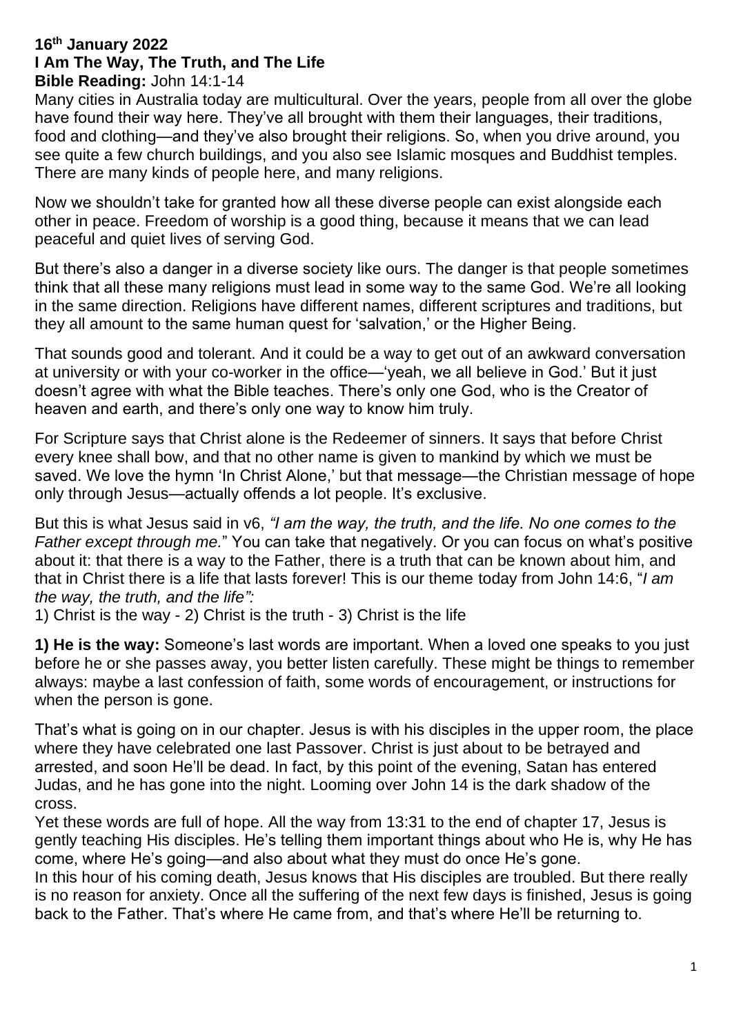**16th January 2022**
**I Am The Way, The Truth, and The Life**
**Bible Reading:** John 14:1-14

Many cities in Australia today are multicultural. Over the years, people from all over the globe have found their way here. They've all brought with them their languages, their traditions, food and clothing—and they've also brought their religions. So, when you drive around, you see quite a few church buildings, and you also see Islamic mosques and Buddhist temples. There are many kinds of people here, and many religions.

Now we shouldn't take for granted how all these diverse people can exist alongside each other in peace. Freedom of worship is a good thing, because it means that we can lead peaceful and quiet lives of serving God.

But there's also a danger in a diverse society like ours. The danger is that people sometimes think that all these many religions must lead in some way to the same God. We're all looking in the same direction. Religions have different names, different scriptures and traditions, but they all amount to the same human quest for 'salvation,' or the Higher Being.

That sounds good and tolerant. And it could be a way to get out of an awkward conversation at university or with your co-worker in the office—'yeah, we all believe in God.' But it just doesn't agree with what the Bible teaches. There's only one God, who is the Creator of heaven and earth, and there's only one way to know him truly.

For Scripture says that Christ alone is the Redeemer of sinners. It says that before Christ every knee shall bow, and that no other name is given to mankind by which we must be saved. We love the hymn 'In Christ Alone,' but that message—the Christian message of hope only through Jesus—actually offends a lot people. It's exclusive.

But this is what Jesus said in v6, *"I am the way, the truth, and the life. No one comes to the Father except through me."* You can take that negatively. Or you can focus on what's positive about it: that there is a way to the Father, there is a truth that can be known about him, and that in Christ there is a life that lasts forever! This is our theme today from John 14:6, "*I am the way, the truth, and the life":*
1) Christ is the way - 2) Christ is the truth - 3) Christ is the life

**1) He is the way:** Someone's last words are important. When a loved one speaks to you just before he or she passes away, you better listen carefully. These might be things to remember always: maybe a last confession of faith, some words of encouragement, or instructions for when the person is gone.

That's what is going on in our chapter. Jesus is with his disciples in the upper room, the place where they have celebrated one last Passover. Christ is just about to be betrayed and arrested, and soon He'll be dead. In fact, by this point of the evening, Satan has entered Judas, and he has gone into the night. Looming over John 14 is the dark shadow of the cross.
Yet these words are full of hope. All the way from 13:31 to the end of chapter 17, Jesus is gently teaching His disciples. He's telling them important things about who He is, why He has come, where He's going—and also about what they must do once He's gone.
In this hour of his coming death, Jesus knows that His disciples are troubled. But there really is no reason for anxiety. Once all the suffering of the next few days is finished, Jesus is going back to the Father. That's where He came from, and that's where He'll be returning to.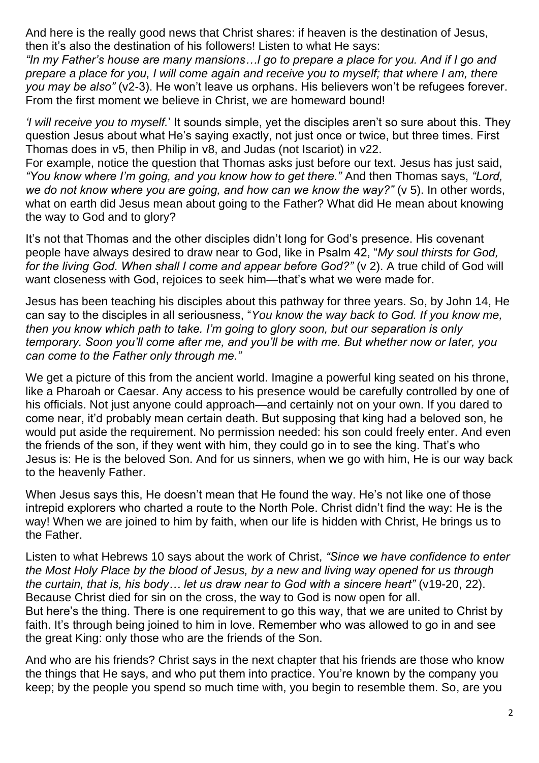And here is the really good news that Christ shares: if heaven is the destination of Jesus, then it's also the destination of his followers! Listen to what He says:
*"In my Father's house are many mansions…I go to prepare a place for you. And if I go and prepare a place for you, I will come again and receive you to myself; that where I am, there you may be also"* (v2-3). He won't leave us orphans. His believers won't be refugees forever. From the first moment we believe in Christ, we are homeward bound!

*'I will receive you to myself.'* It sounds simple, yet the disciples aren't so sure about this. They question Jesus about what He's saying exactly, not just once or twice, but three times. First Thomas does in v5, then Philip in v8, and Judas (not Iscariot) in v22.
For example, notice the question that Thomas asks just before our text. Jesus has just said, *"You know where I'm going, and you know how to get there."* And then Thomas says, *"Lord, we do not know where you are going, and how can we know the way?"* (v 5). In other words, what on earth did Jesus mean about going to the Father? What did He mean about knowing the way to God and to glory?

It's not that Thomas and the other disciples didn't long for God's presence. His covenant people have always desired to draw near to God, like in Psalm 42, "*My soul thirsts for God, for the living God. When shall I come and appear before God?"* (v 2). A true child of God will want closeness with God, rejoices to seek him—that's what we were made for.

Jesus has been teaching his disciples about this pathway for three years. So, by John 14, He can say to the disciples in all seriousness, "*You know the way back to God. If you know me, then you know which path to take. I'm going to glory soon, but our separation is only temporary. Soon you'll come after me, and you'll be with me. But whether now or later, you can come to the Father only through me."*

We get a picture of this from the ancient world. Imagine a powerful king seated on his throne, like a Pharoah or Caesar. Any access to his presence would be carefully controlled by one of his officials. Not just anyone could approach—and certainly not on your own. If you dared to come near, it'd probably mean certain death. But supposing that king had a beloved son, he would put aside the requirement. No permission needed: his son could freely enter. And even the friends of the son, if they went with him, they could go in to see the king. That's who Jesus is: He is the beloved Son. And for us sinners, when we go with him, He is our way back to the heavenly Father.

When Jesus says this, He doesn't mean that He found the way. He's not like one of those intrepid explorers who charted a route to the North Pole. Christ didn't find the way: He is the way! When we are joined to him by faith, when our life is hidden with Christ, He brings us to the Father.

Listen to what Hebrews 10 says about the work of Christ, *"Since we have confidence to enter the Most Holy Place by the blood of Jesus, by a new and living way opened for us through the curtain, that is, his body… let us draw near to God with a sincere heart"* (v19-20, 22). Because Christ died for sin on the cross, the way to God is now open for all.
But here's the thing. There is one requirement to go this way, that we are united to Christ by faith. It's through being joined to him in love. Remember who was allowed to go in and see the great King: only those who are the friends of the Son.

And who are his friends? Christ says in the next chapter that his friends are those who know the things that He says, and who put them into practice. You're known by the company you keep; by the people you spend so much time with, you begin to resemble them. So, are you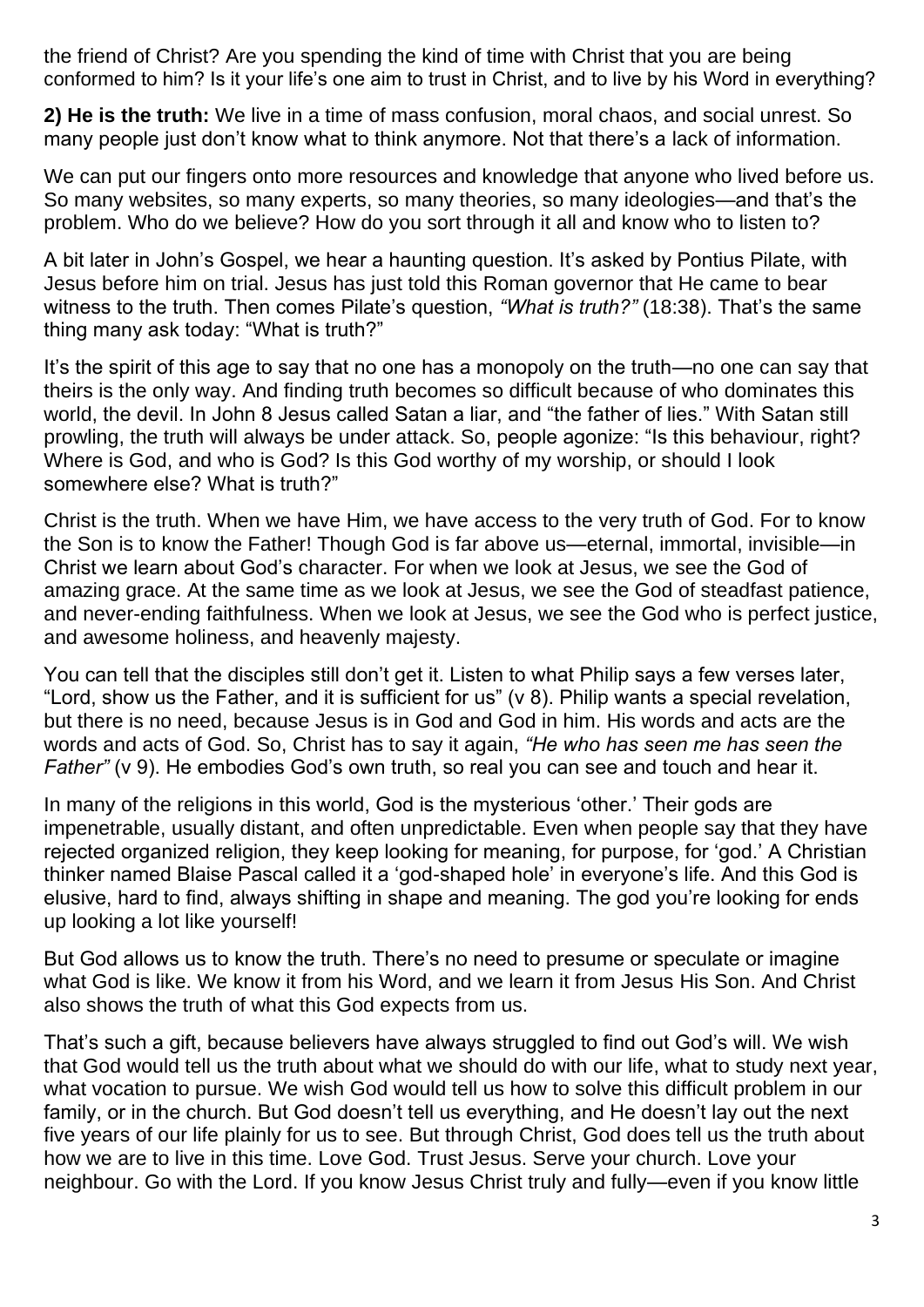the friend of Christ? Are you spending the kind of time with Christ that you are being conformed to him? Is it your life's one aim to trust in Christ, and to live by his Word in everything?

**2) He is the truth:** We live in a time of mass confusion, moral chaos, and social unrest. So many people just don't know what to think anymore. Not that there's a lack of information.

We can put our fingers onto more resources and knowledge that anyone who lived before us. So many websites, so many experts, so many theories, so many ideologies—and that's the problem. Who do we believe? How do you sort through it all and know who to listen to?

A bit later in John's Gospel, we hear a haunting question. It's asked by Pontius Pilate, with Jesus before him on trial. Jesus has just told this Roman governor that He came to bear witness to the truth. Then comes Pilate's question, *"What is truth?"* (18:38). That's the same thing many ask today: "What is truth?"

It's the spirit of this age to say that no one has a monopoly on the truth—no one can say that theirs is the only way. And finding truth becomes so difficult because of who dominates this world, the devil. In John 8 Jesus called Satan a liar, and "the father of lies." With Satan still prowling, the truth will always be under attack. So, people agonize: "Is this behaviour, right? Where is God, and who is God? Is this God worthy of my worship, or should I look somewhere else? What is truth?"

Christ is the truth. When we have Him, we have access to the very truth of God. For to know the Son is to know the Father! Though God is far above us—eternal, immortal, invisible—in Christ we learn about God's character. For when we look at Jesus, we see the God of amazing grace. At the same time as we look at Jesus, we see the God of steadfast patience, and never-ending faithfulness. When we look at Jesus, we see the God who is perfect justice, and awesome holiness, and heavenly majesty.

You can tell that the disciples still don't get it. Listen to what Philip says a few verses later, "Lord, show us the Father, and it is sufficient for us" (v 8). Philip wants a special revelation, but there is no need, because Jesus is in God and God in him. His words and acts are the words and acts of God. So, Christ has to say it again, *"He who has seen me has seen the Father"* (v 9). He embodies God's own truth, so real you can see and touch and hear it.

In many of the religions in this world, God is the mysterious 'other.' Their gods are impenetrable, usually distant, and often unpredictable. Even when people say that they have rejected organized religion, they keep looking for meaning, for purpose, for 'god.' A Christian thinker named Blaise Pascal called it a 'god-shaped hole' in everyone's life. And this God is elusive, hard to find, always shifting in shape and meaning. The god you're looking for ends up looking a lot like yourself!

But God allows us to know the truth. There's no need to presume or speculate or imagine what God is like. We know it from his Word, and we learn it from Jesus His Son. And Christ also shows the truth of what this God expects from us.

That's such a gift, because believers have always struggled to find out God's will. We wish that God would tell us the truth about what we should do with our life, what to study next year, what vocation to pursue. We wish God would tell us how to solve this difficult problem in our family, or in the church. But God doesn't tell us everything, and He doesn't lay out the next five years of our life plainly for us to see. But through Christ, God does tell us the truth about how we are to live in this time. Love God. Trust Jesus. Serve your church. Love your neighbour. Go with the Lord. If you know Jesus Christ truly and fully—even if you know little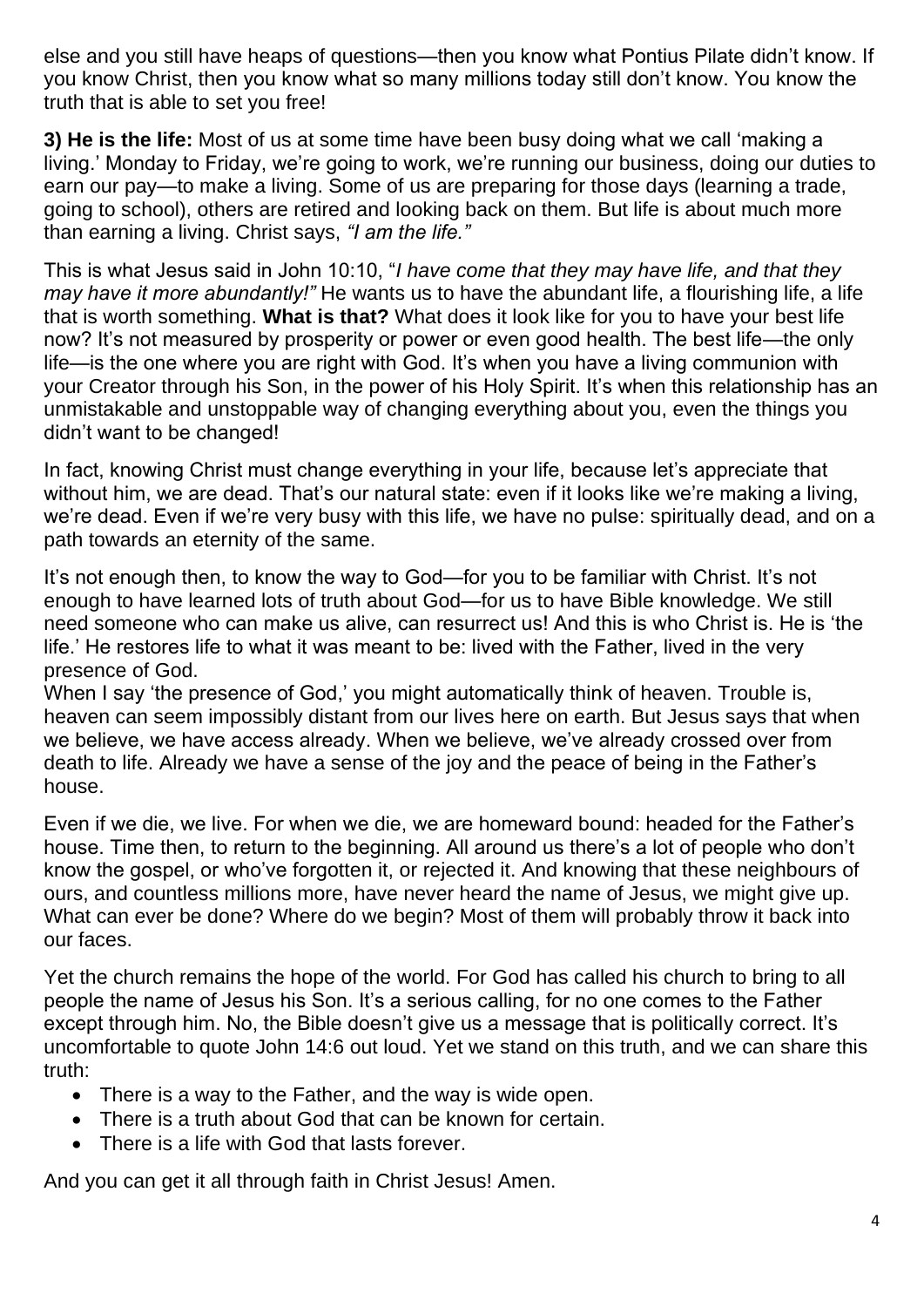else and you still have heaps of questions—then you know what Pontius Pilate didn't know. If you know Christ, then you know what so many millions today still don't know. You know the truth that is able to set you free!

**3) He is the life:** Most of us at some time have been busy doing what we call 'making a living.' Monday to Friday, we're going to work, we're running our business, doing our duties to earn our pay—to make a living. Some of us are preparing for those days (learning a trade, going to school), others are retired and looking back on them. But life is about much more than earning a living. Christ says, *"I am the life."*

This is what Jesus said in John 10:10, "*I have come that they may have life, and that they may have it more abundantly!"* He wants us to have the abundant life, a flourishing life, a life that is worth something. **What is that?** What does it look like for you to have your best life now? It's not measured by prosperity or power or even good health. The best life—the only life—is the one where you are right with God. It's when you have a living communion with your Creator through his Son, in the power of his Holy Spirit. It's when this relationship has an unmistakable and unstoppable way of changing everything about you, even the things you didn't want to be changed!

In fact, knowing Christ must change everything in your life, because let's appreciate that without him, we are dead. That's our natural state: even if it looks like we're making a living, we're dead. Even if we're very busy with this life, we have no pulse: spiritually dead, and on a path towards an eternity of the same.

It's not enough then, to know the way to God—for you to be familiar with Christ. It's not enough to have learned lots of truth about God—for us to have Bible knowledge. We still need someone who can make us alive, can resurrect us! And this is who Christ is. He is 'the life.' He restores life to what it was meant to be: lived with the Father, lived in the very presence of God.

When I say 'the presence of God,' you might automatically think of heaven. Trouble is, heaven can seem impossibly distant from our lives here on earth. But Jesus says that when we believe, we have access already. When we believe, we've already crossed over from death to life. Already we have a sense of the joy and the peace of being in the Father's house.

Even if we die, we live. For when we die, we are homeward bound: headed for the Father's house. Time then, to return to the beginning. All around us there's a lot of people who don't know the gospel, or who've forgotten it, or rejected it. And knowing that these neighbours of ours, and countless millions more, have never heard the name of Jesus, we might give up. What can ever be done? Where do we begin? Most of them will probably throw it back into our faces.

Yet the church remains the hope of the world. For God has called his church to bring to all people the name of Jesus his Son. It's a serious calling, for no one comes to the Father except through him. No, the Bible doesn't give us a message that is politically correct. It's uncomfortable to quote John 14:6 out loud. Yet we stand on this truth, and we can share this truth:

- There is a way to the Father, and the way is wide open.
- There is a truth about God that can be known for certain.
- There is a life with God that lasts forever.

And you can get it all through faith in Christ Jesus! Amen.